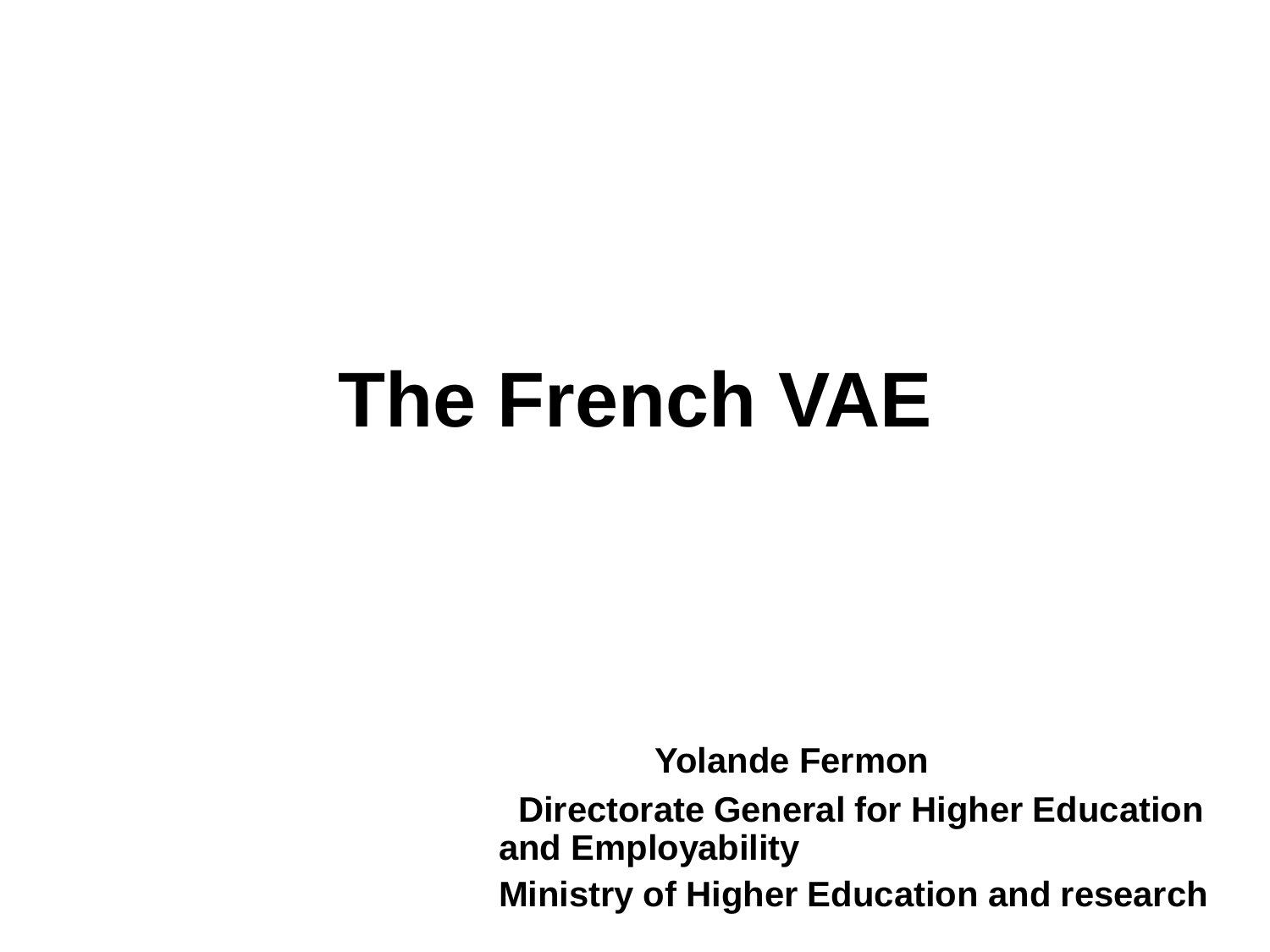# The French VAE

**Yolande Fermon**

**Directorate General for Higher Education and Employability**

**Ministry of Higher Education and research**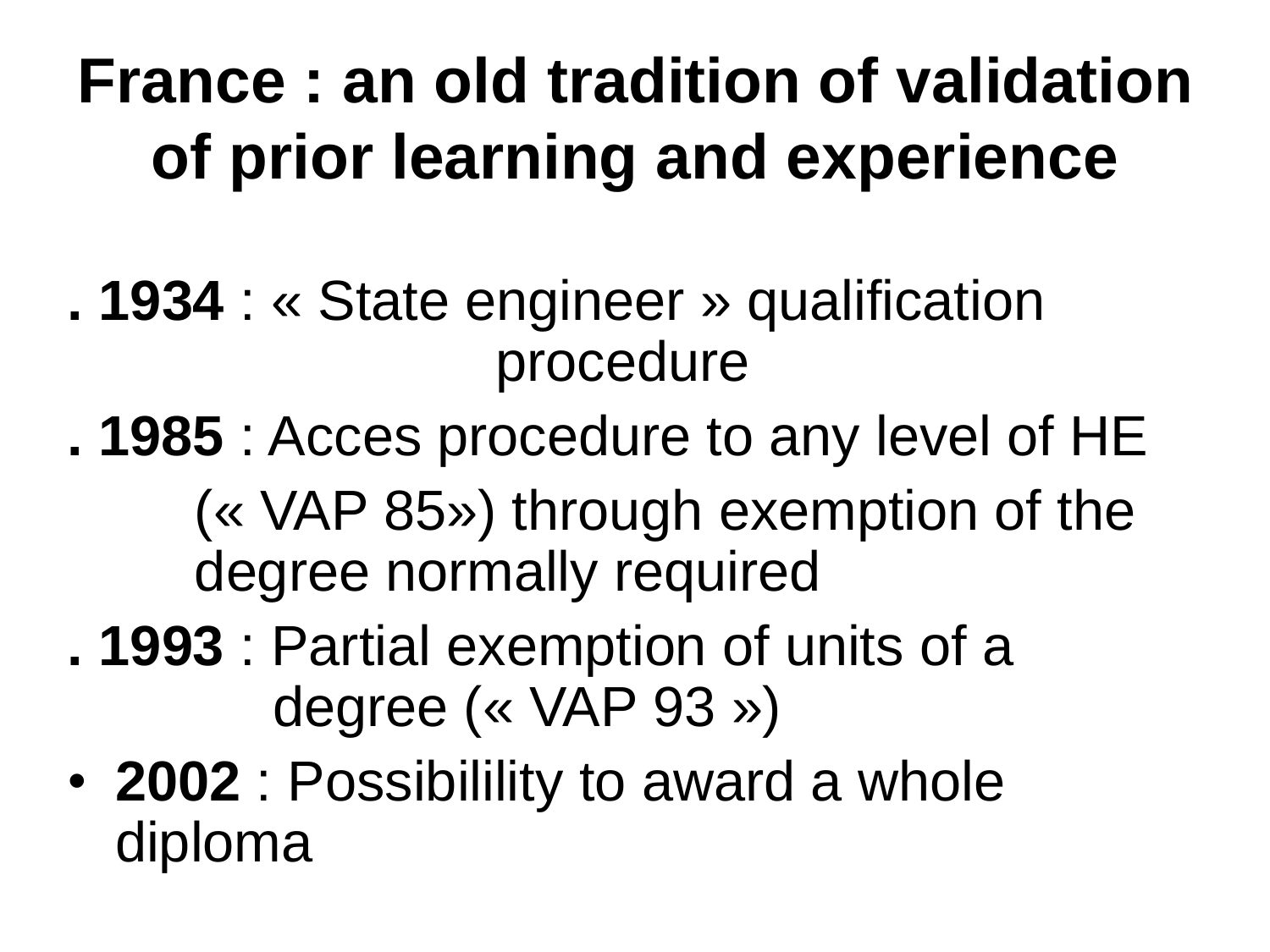# France : an old tradition of validation of prior learning and experience

. **1934** : « State engineer » qualification procedure

. **1985** : Acces procedure to any level of HE (« VAP 85») through exemption of the degree normally required

. **1993** : Partial exemption of units of a degree (« VAP 93 »)

- **2002** : Possibilility to award a whole diploma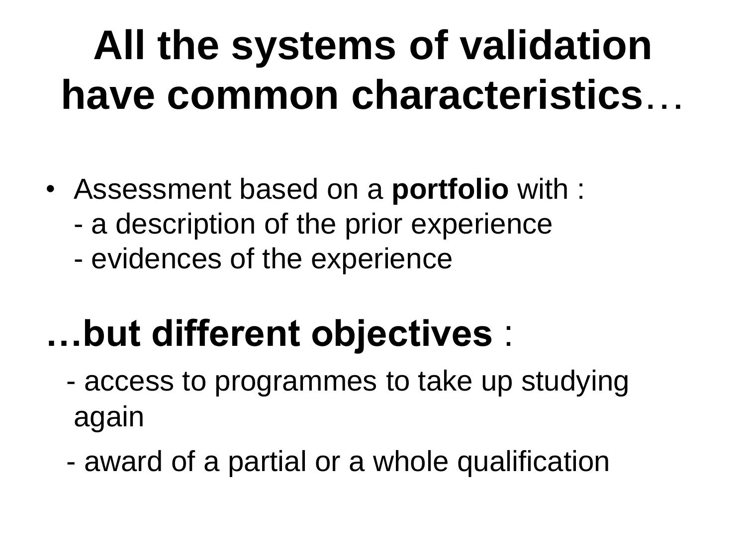# All the systems of validation have common characteristics…

- Assessment based on a **portfolio** with :
  - a description of the prior experience
  - evidences of the experience

**…but different objectives** :

- access to programmes to take up studying again
- award of a partial or a whole qualification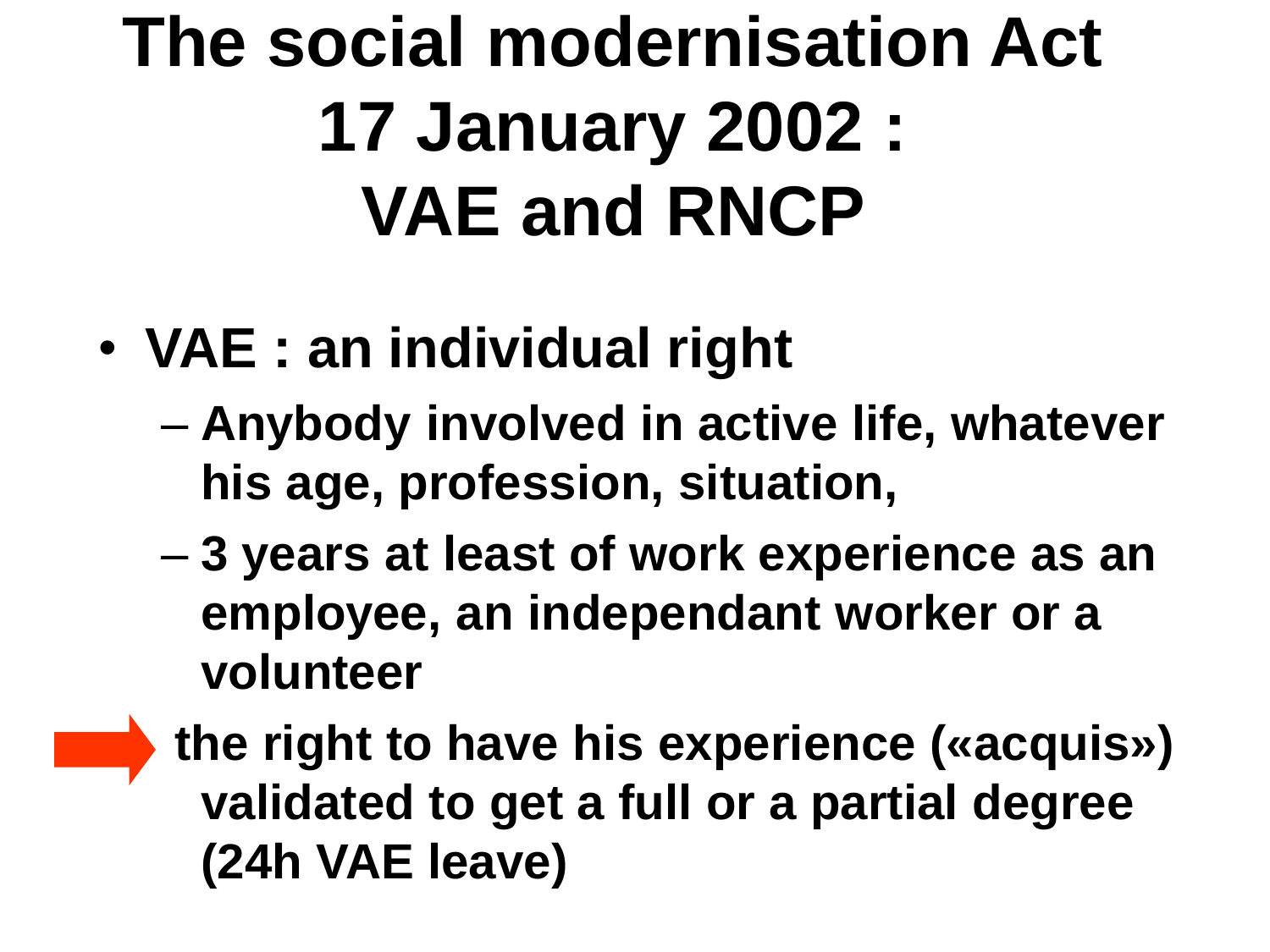# The social modernisation Act 17 January 2002 : VAE and RNCP

- **VAE : an individual right**
  - **Anybody involved in active life, whatever his age, profession, situation,**
  - **3 years at least of work experience as an employee, an independant worker or a volunteer**

➡ **the right to have his experience («acquis») validated to get a full or a partial degree (24h VAE leave)**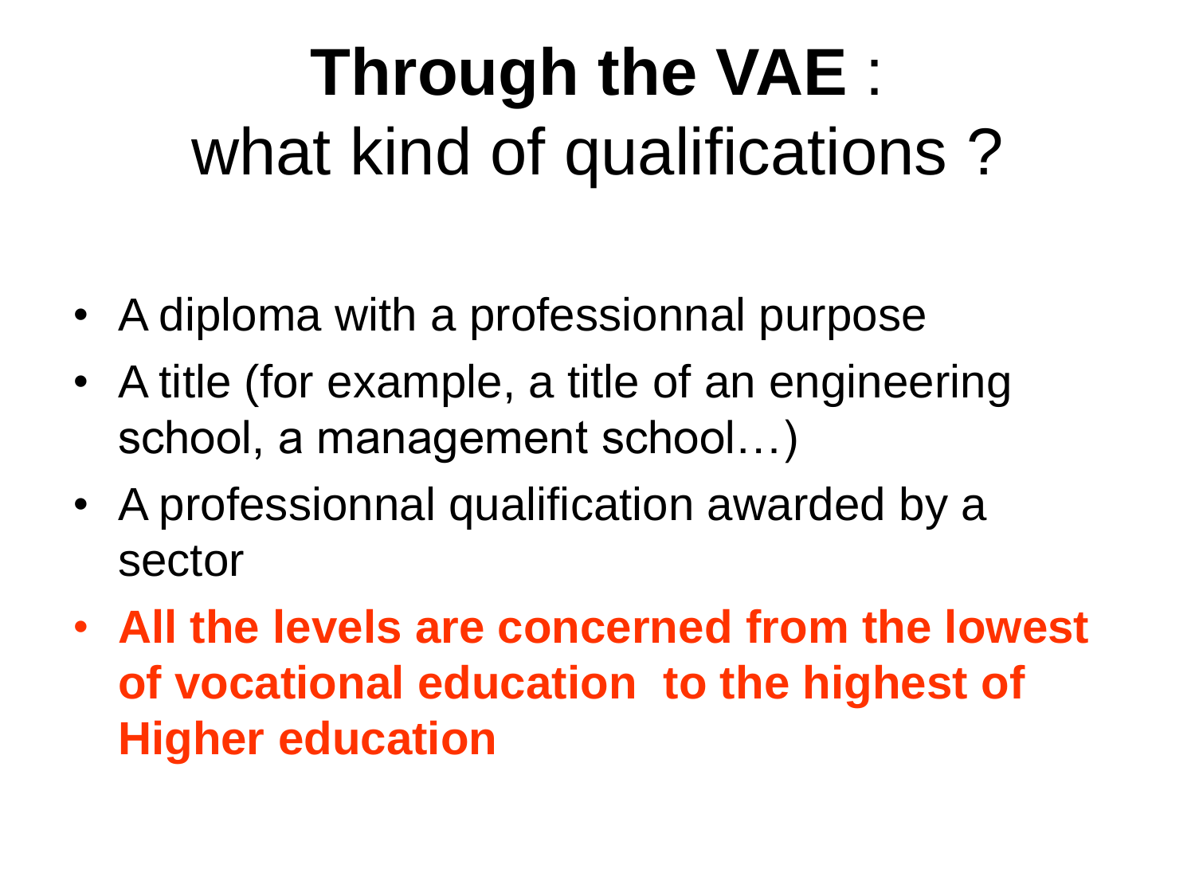# **Through the VAE** : what kind of qualifications ?

- A diploma with a professionnal purpose
- A title (for example, a title of an engineering school, a management school…)
- A professionnal qualification awarded by a sector
- **All the levels are concerned from the lowest of vocational education to the highest of Higher education**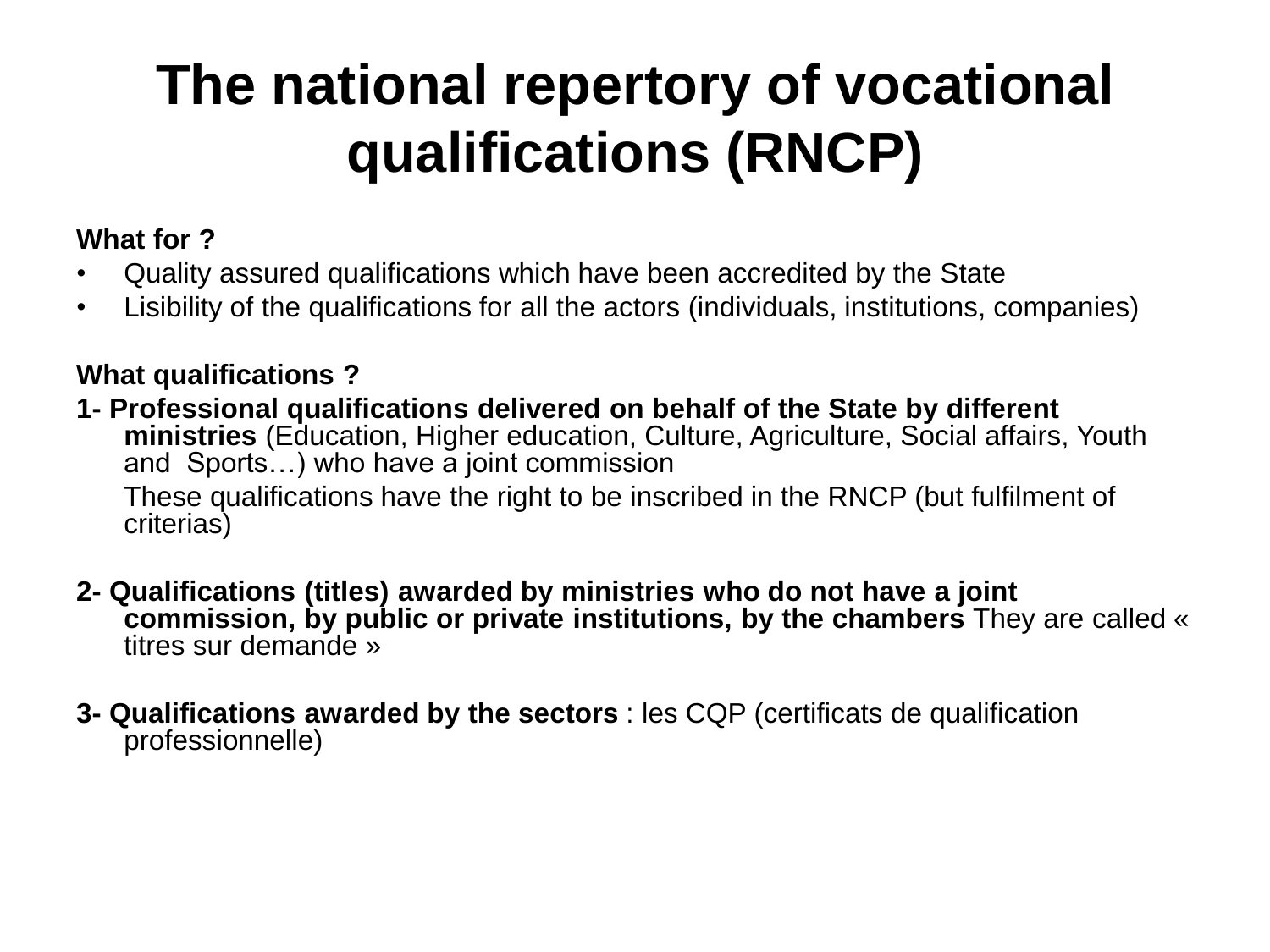# The national repertory of vocational qualifications (RNCP)

**What for ?**

- Quality assured qualifications which have been accredited by the State
- Lisibility of the qualifications for all the actors (individuals, institutions, companies)

**What qualifications ?**

**1- Professional qualifications delivered on behalf of the State by different ministries** (Education, Higher education, Culture, Agriculture, Social affairs, Youth and Sports…) who have a joint commission

These qualifications have the right to be inscribed in the RNCP (but fulfilment of criterias)

**2- Qualifications (titles) awarded by ministries who do not have a joint commission, by public or private institutions, by the chambers** They are called « titres sur demande »

**3- Qualifications awarded by the sectors** : les CQP (certificats de qualification professionnelle)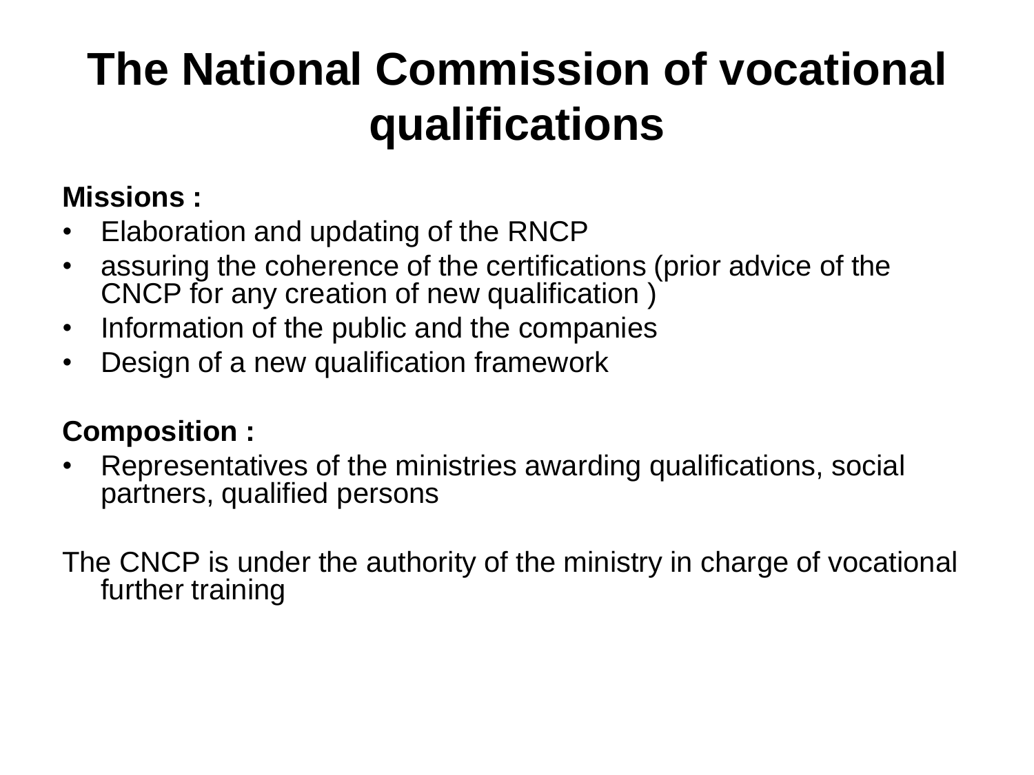# The National Commission of vocational qualifications

**Missions :**

- Elaboration and updating of the RNCP
- assuring the coherence of the certifications (prior advice of the CNCP for any creation of new qualification )
- Information of the public and the companies
- Design of a new qualification framework

**Composition :**

- Representatives of the ministries awarding qualifications, social partners, qualified persons

The CNCP is under the authority of the ministry in charge of vocational further training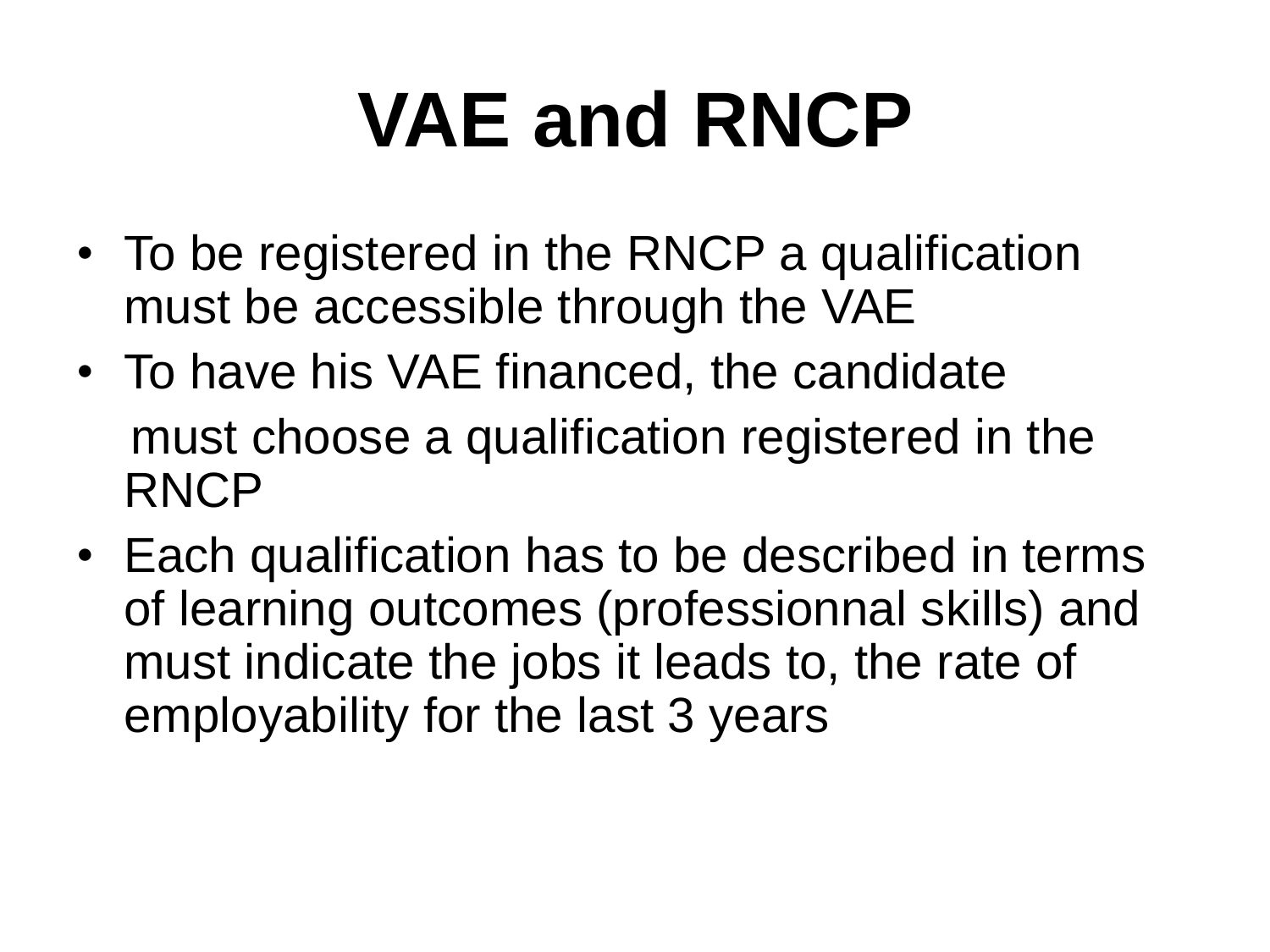# VAE and RNCP

- To be registered in the RNCP a qualification must be accessible through the VAE
- To have his VAE financed, the candidate must choose a qualification registered in the RNCP
- Each qualification has to be described in terms of learning outcomes (professionnal skills) and must indicate the jobs it leads to, the rate of employability for the last 3 years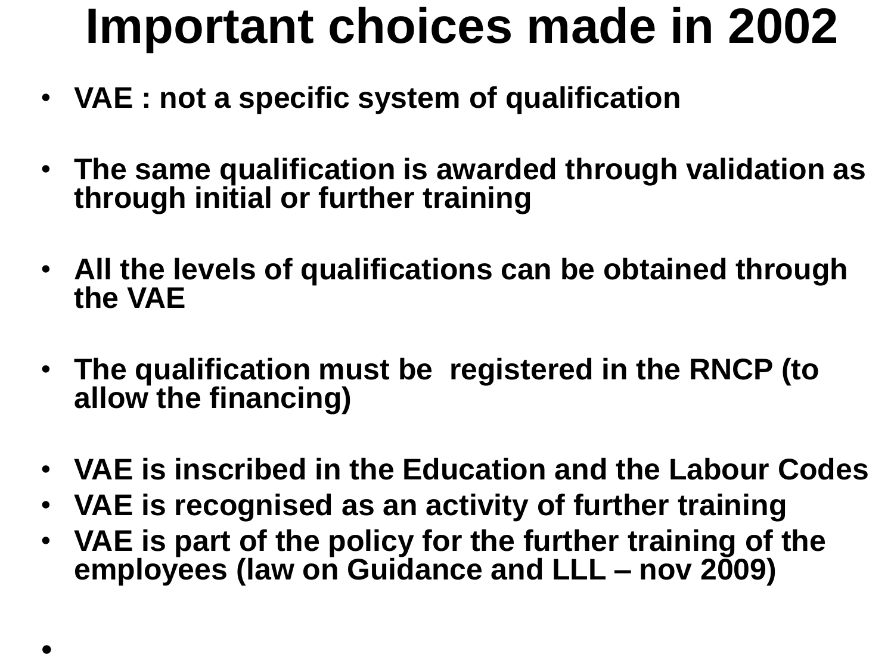# Important choices made in 2002

- **VAE : not a specific system of qualification**
- **The same qualification is awarded through validation as through initial or further training**
- **All the levels of qualifications can be obtained through the VAE**
- **The qualification must be registered in the RNCP (to allow the financing)**
- **VAE is inscribed in the Education and the Labour Codes**
- **VAE is recognised as an activity of further training**
- **VAE is part of the policy for the further training of the employees (law on Guidance and LLL – nov 2009)**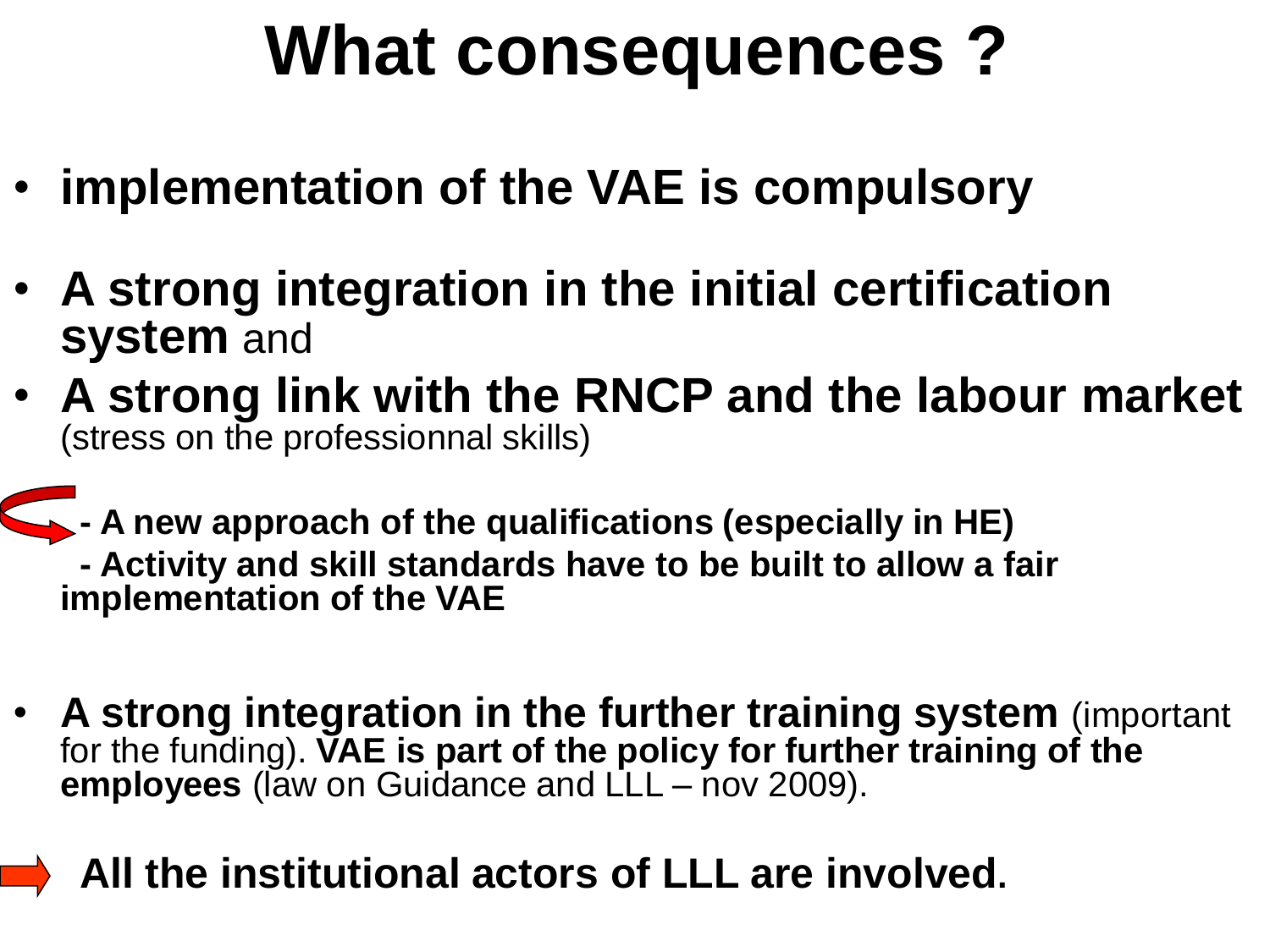# What consequences ?

- **implementation of the VAE is compulsory**
- **A strong integration in the initial certification system** and
- **A strong link with the RNCP and the labour market** (stress on the professionnal skills)

  **- A new approach of the qualifications (especially in HE)**

  **- Activity and skill standards have to be built to allow a fair implementation of the VAE**

- **A strong integration in the further training system** (important for the funding). **VAE is part of the policy for further training of the employees** (law on Guidance and LLL – nov 2009).

**All the institutional actors of LLL are involved.**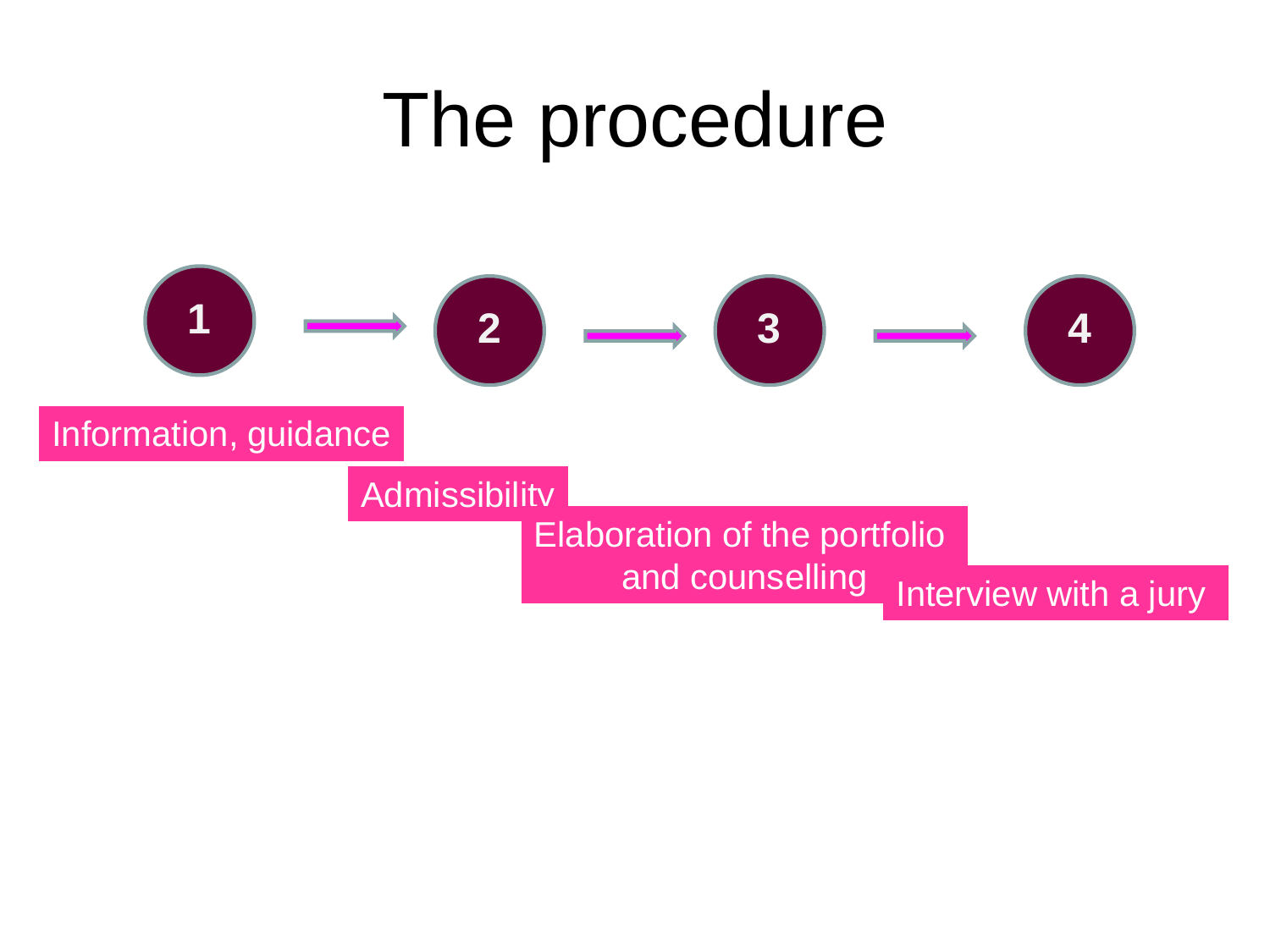# The procedure

1 → 2 → 3 → 4

1. Information, guidance
2. Admissibility
3. Elaboration of the portfolio and counselling
4. Interview with a jury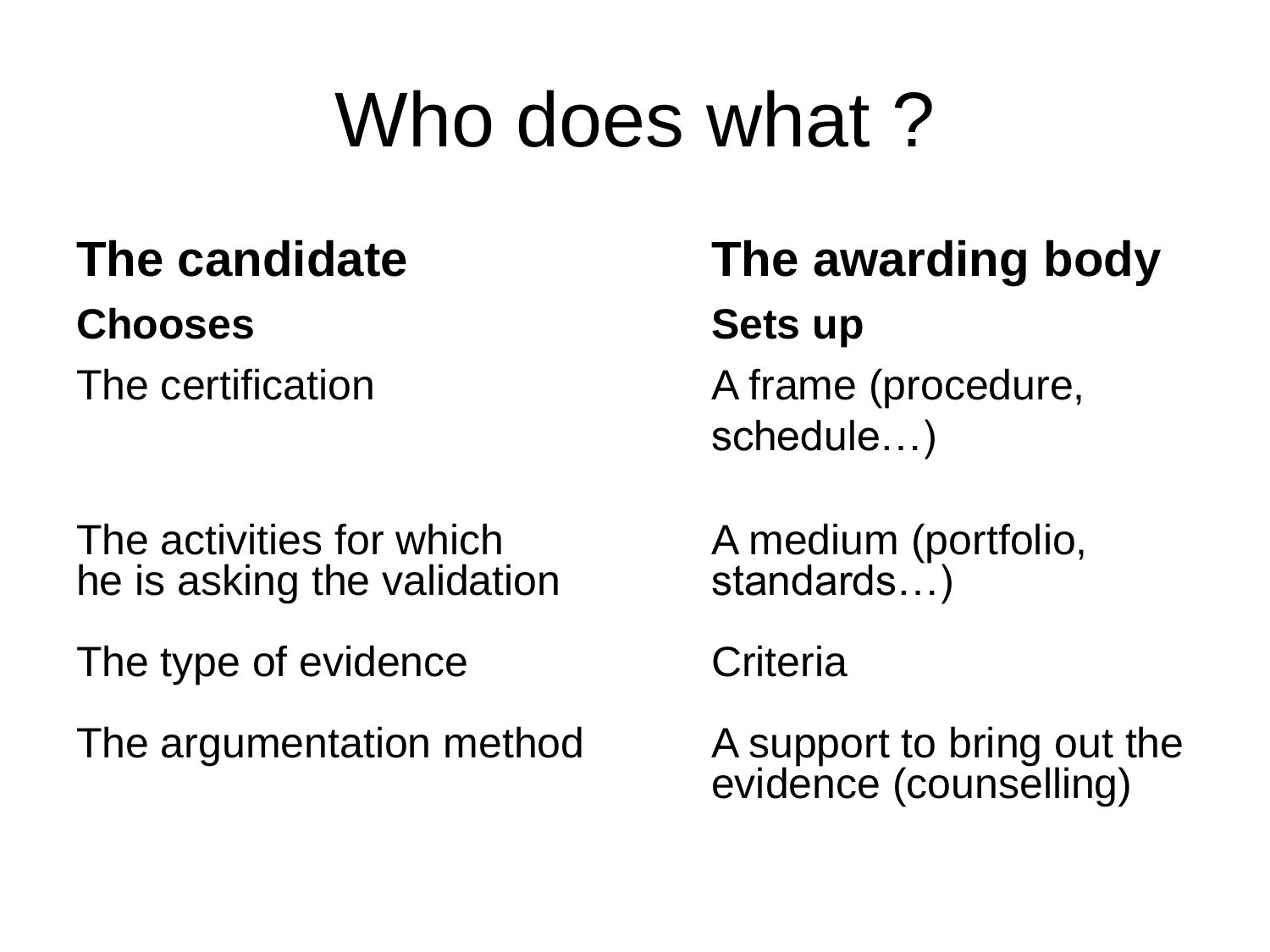# Who does what ?

| **The candidate** | **The awarding body** |
| --- | --- |
| **Chooses** | **Sets up** |
| The certification | A frame (procedure, schedule…) |
| The activities for which he is asking the validation | A medium (portfolio, standards…) |
| The type of evidence | Criteria |
| The argumentation method | A support to bring out the evidence (counselling) |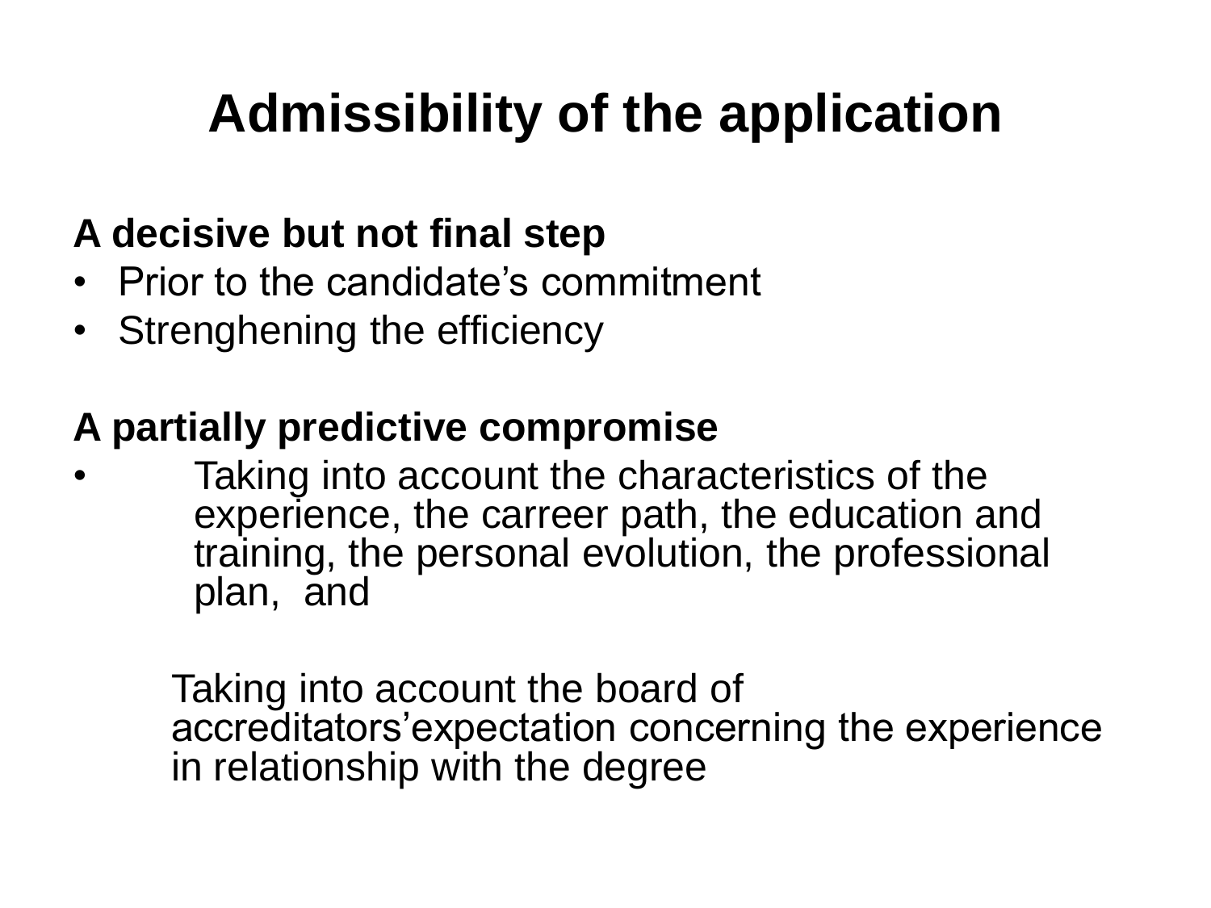# Admissibility of the application

**A decisive but not final step**

- Prior to the candidate’s commitment
- Strenghening the efficiency

**A partially predictive compromise**

- Taking into account the characteristics of the experience, the carreer path, the education and training, the personal evolution, the professional plan, and

  Taking into account the board of accreditators’expectation concerning the experience in relationship with the degree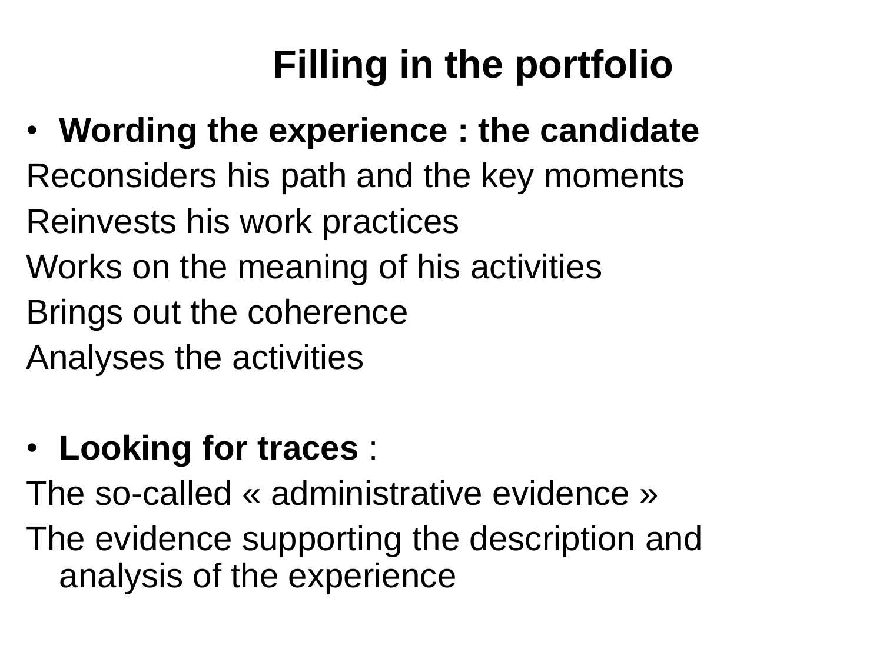# Filling in the portfolio

- **Wording the experience : the candidate**

Reconsiders his path and the key moments

Reinvests his work practices

Works on the meaning of his activities

Brings out the coherence

Analyses the activities

- **Looking for traces** :

The so-called « administrative evidence »

The evidence supporting the description and analysis of the experience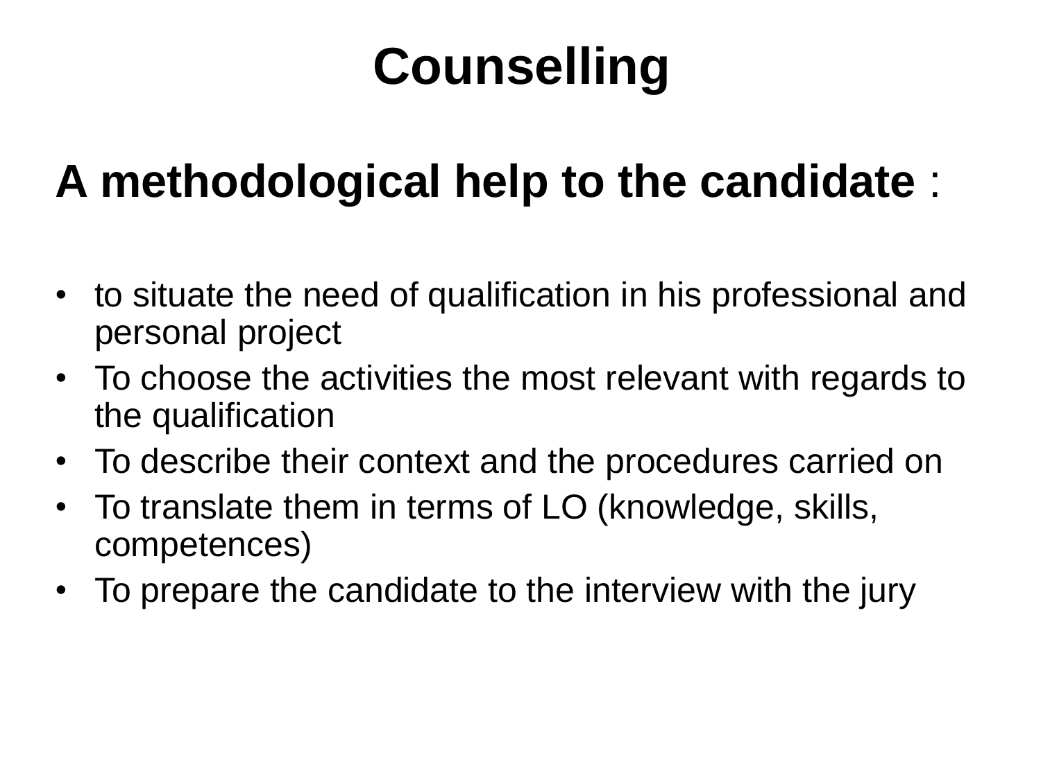# Counselling

**A methodological help to the candidate** :

- to situate the need of qualification in his professional and personal project
- To choose the activities the most relevant with regards to the qualification
- To describe their context and the procedures carried on
- To translate them in terms of LO (knowledge, skills, competences)
- To prepare the candidate to the interview with the jury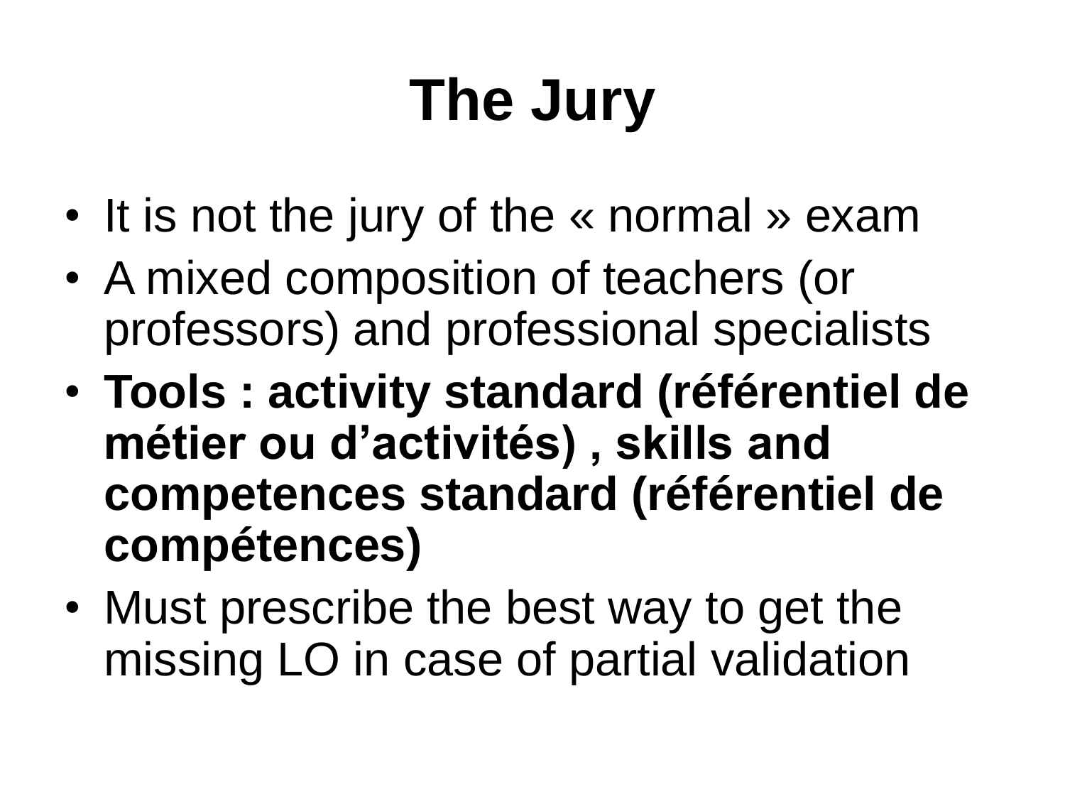# The Jury

- It is not the jury of the « normal » exam
- A mixed composition of teachers (or professors) and professional specialists
- **Tools : activity standard (référentiel de métier ou d’activités) , skills and competences standard (référentiel de compétences)**
- Must prescribe the best way to get the missing LO in case of partial validation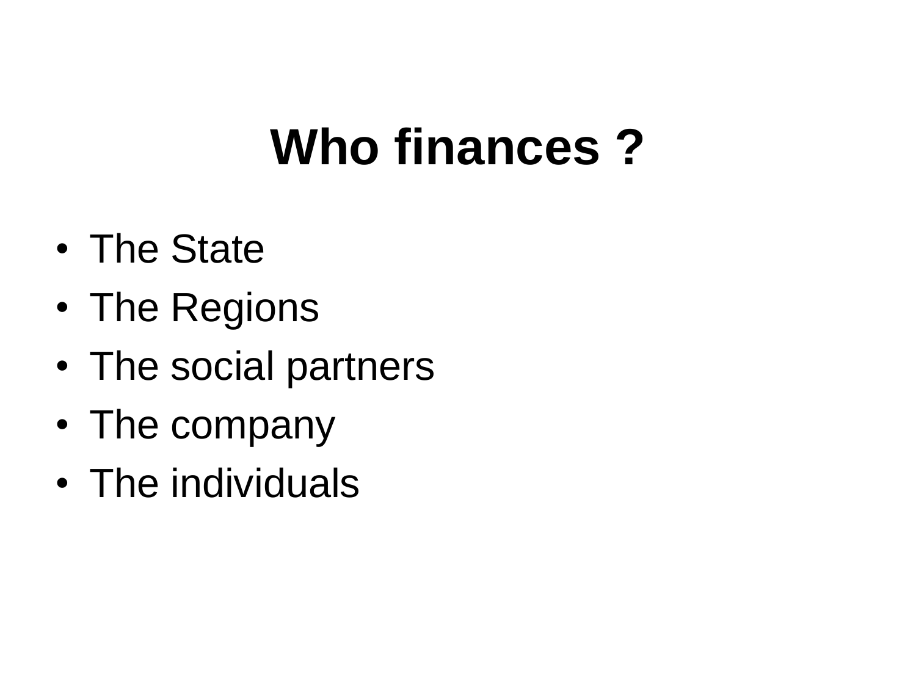# Who finances ?

- The State
- The Regions
- The social partners
- The company
- The individuals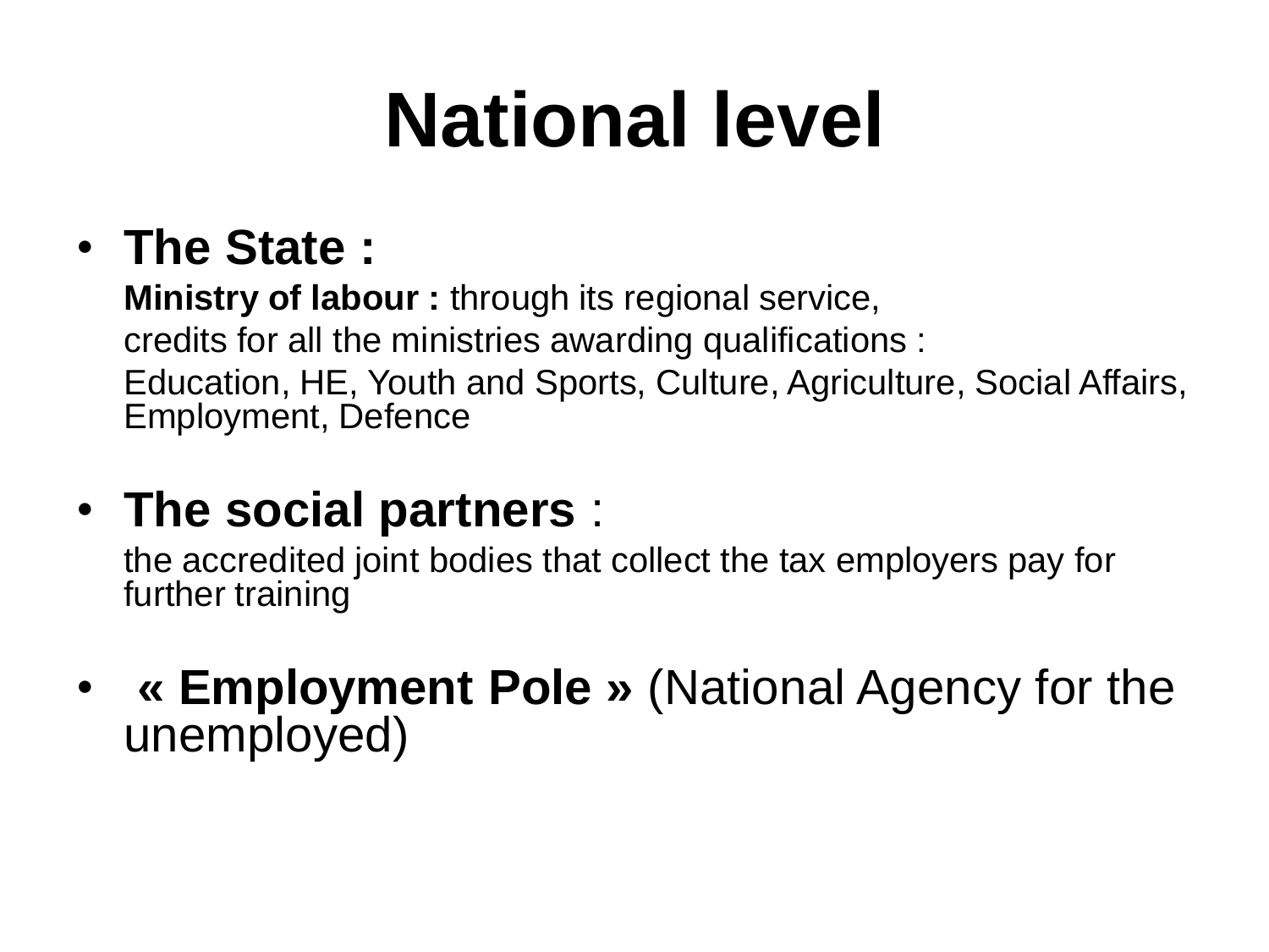# National level

- **The State :**

  **Ministry of labour :** through its regional service,

  credits for all the ministries awarding qualifications :

  Education, HE, Youth and Sports, Culture, Agriculture, Social Affairs, Employment, Defence

- **The social partners** :

  the accredited joint bodies that collect the tax employers pay for further training

- **« Employment Pole »** (National Agency for the unemployed)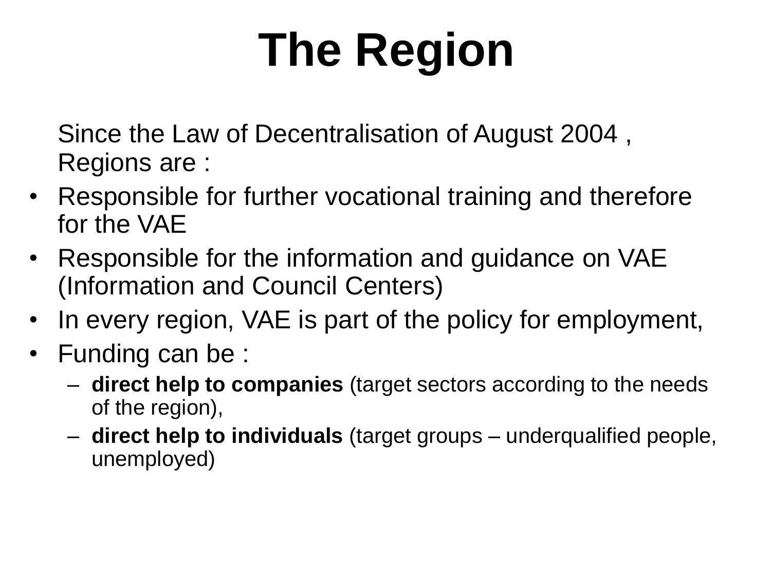# The Region

Since the Law of Decentralisation of August 2004 , Regions are :

- Responsible for further vocational training and therefore for the VAE
- Responsible for the information and guidance on VAE (Information and Council Centers)
- In every region, VAE is part of the policy for employment,
- Funding can be :
  - **direct help to companies** (target sectors according to the needs of the region),
  - **direct help to individuals** (target groups – underqualified people, unemployed)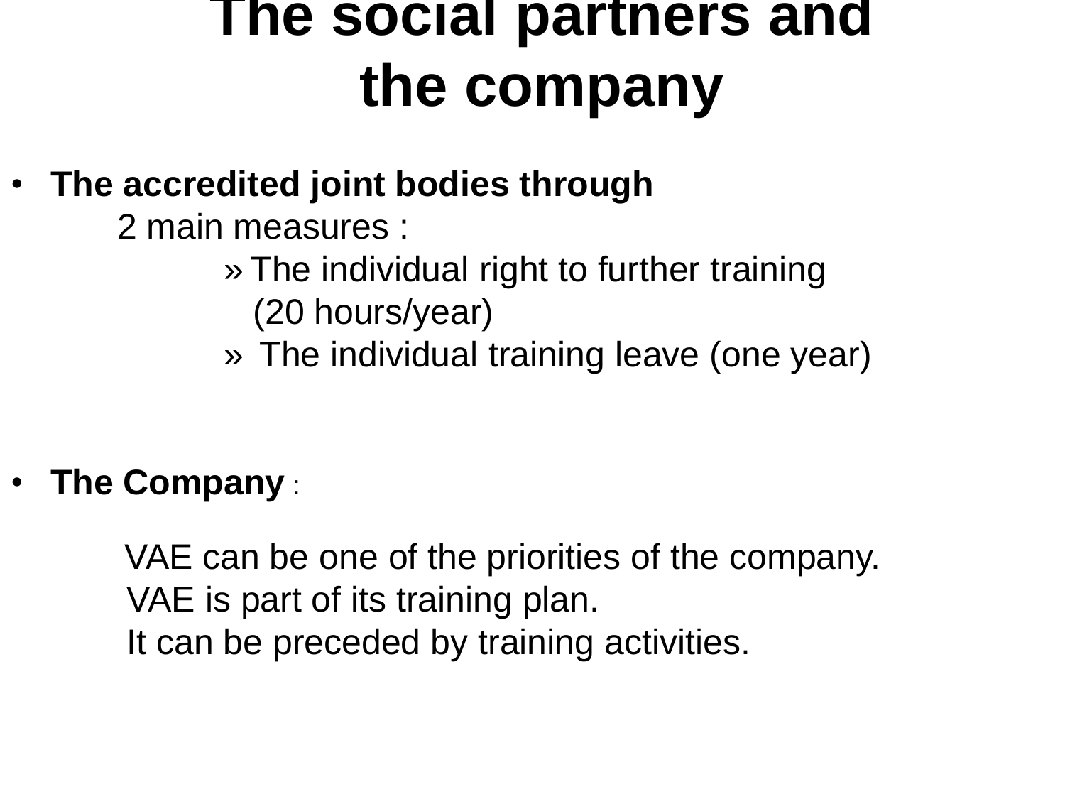# The social partners and the company

- **The accredited joint bodies through**

  2 main measures :

  - The individual right to further training (20 hours/year)
  - The individual training leave (one year)

- **The Company** :

  VAE can be one of the priorities of the company.
  VAE is part of its training plan.
  It can be preceded by training activities.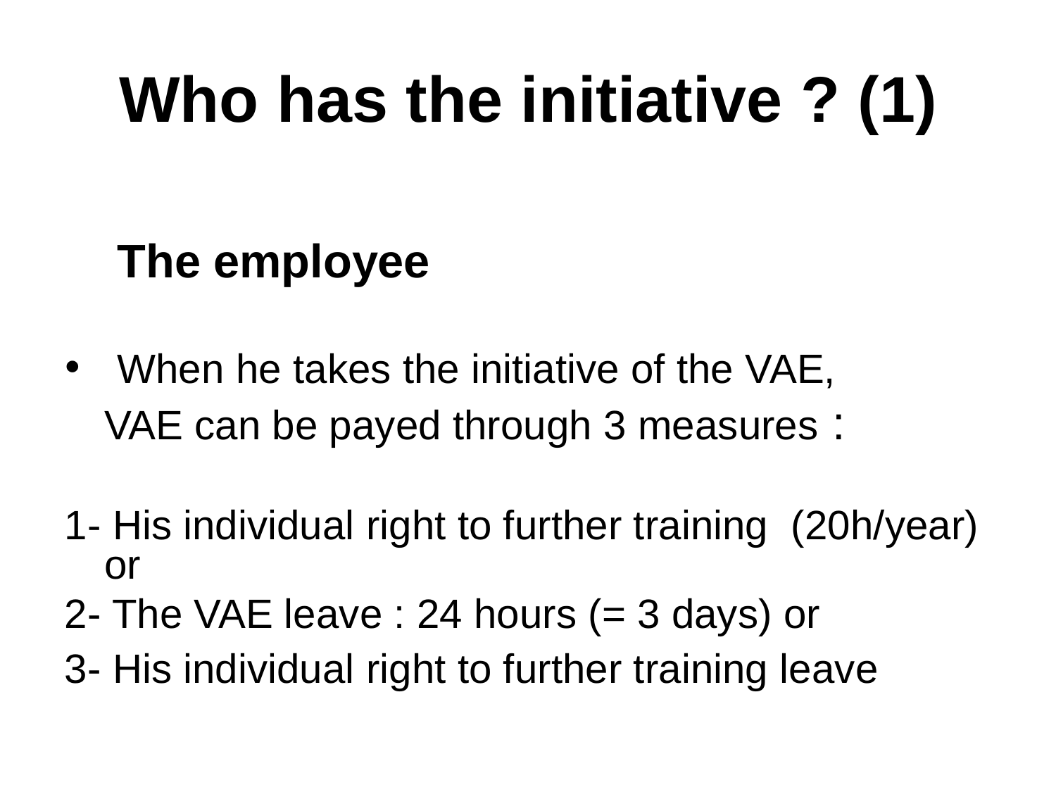# Who has the initiative ? (1)

**The employee**

- When he takes the initiative of the VAE,

  VAE can be payed through 3 measures :

1- His individual right to further training (20h/year) or

2- The VAE leave : 24 hours (= 3 days) or

3- His individual right to further training leave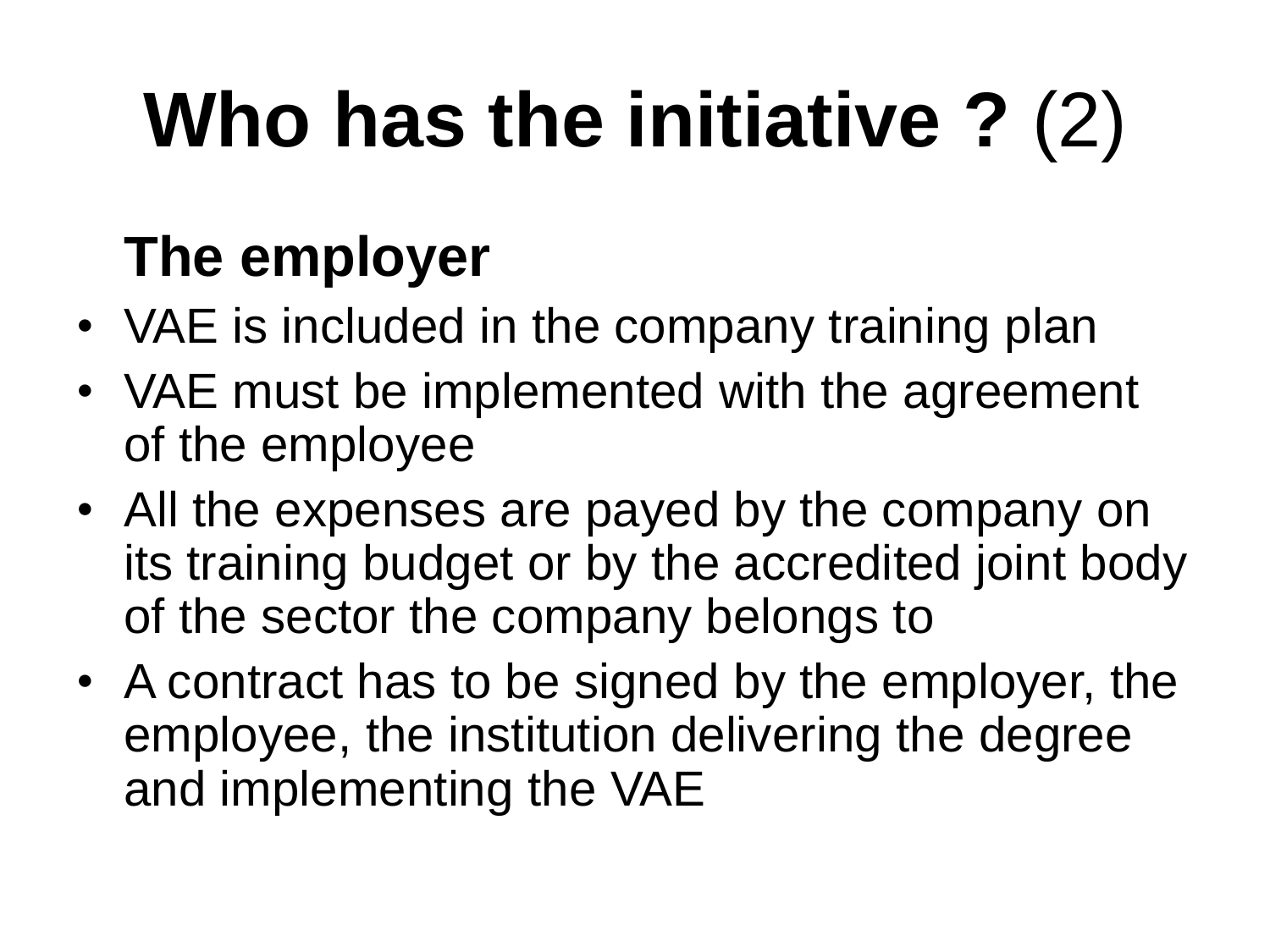# **Who has the initiative ?** (2)

**The employer**

- VAE is included in the company training plan
- VAE must be implemented with the agreement of the employee
- All the expenses are payed by the company on its training budget or by the accredited joint body of the sector the company belongs to
- A contract has to be signed by the employer, the employee, the institution delivering the degree and implementing the VAE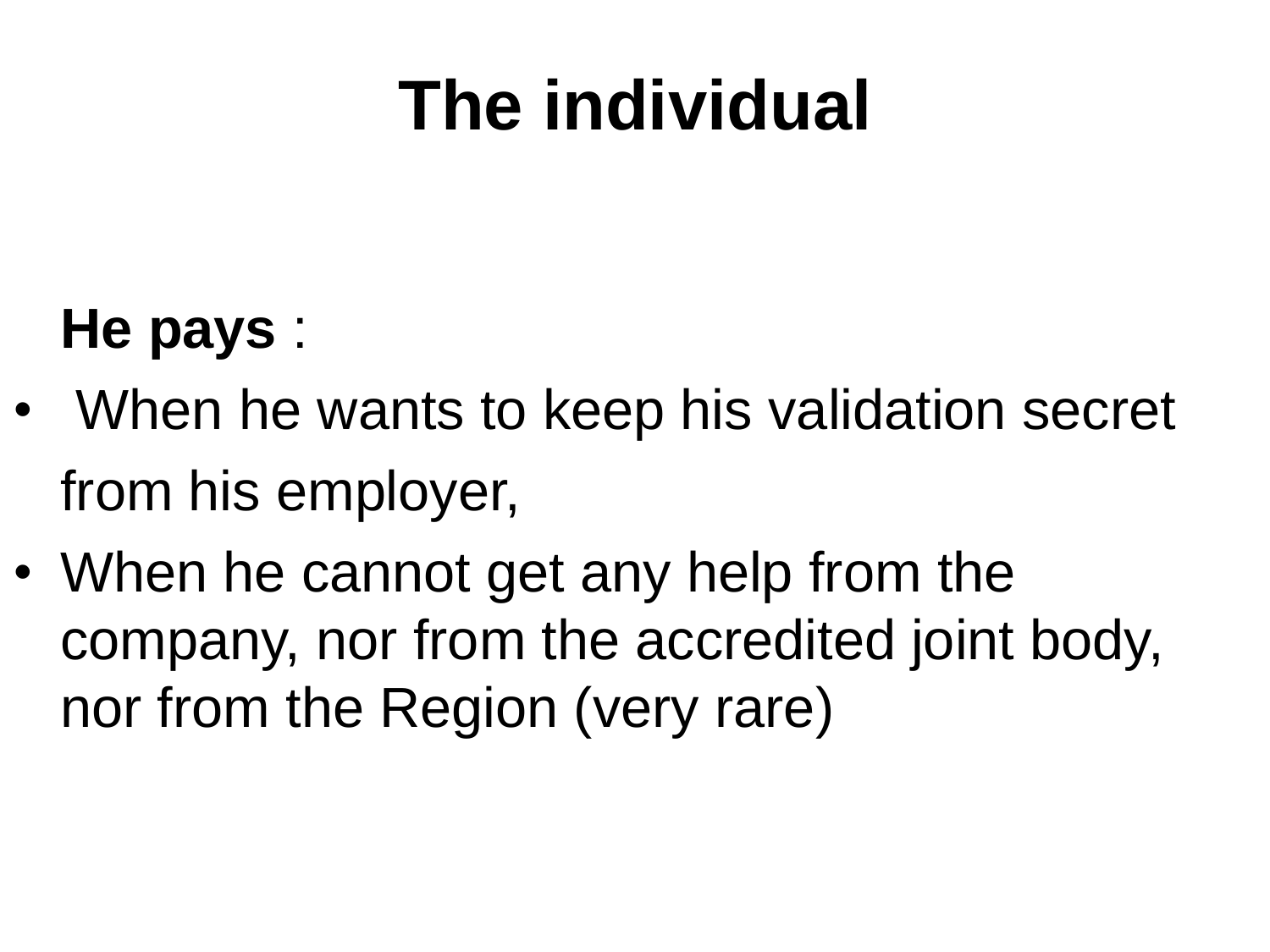# The individual

**He pays** :

- When he wants to keep his validation secret from his employer,
- When he cannot get any help from the company, nor from the accredited joint body, nor from the Region (very rare)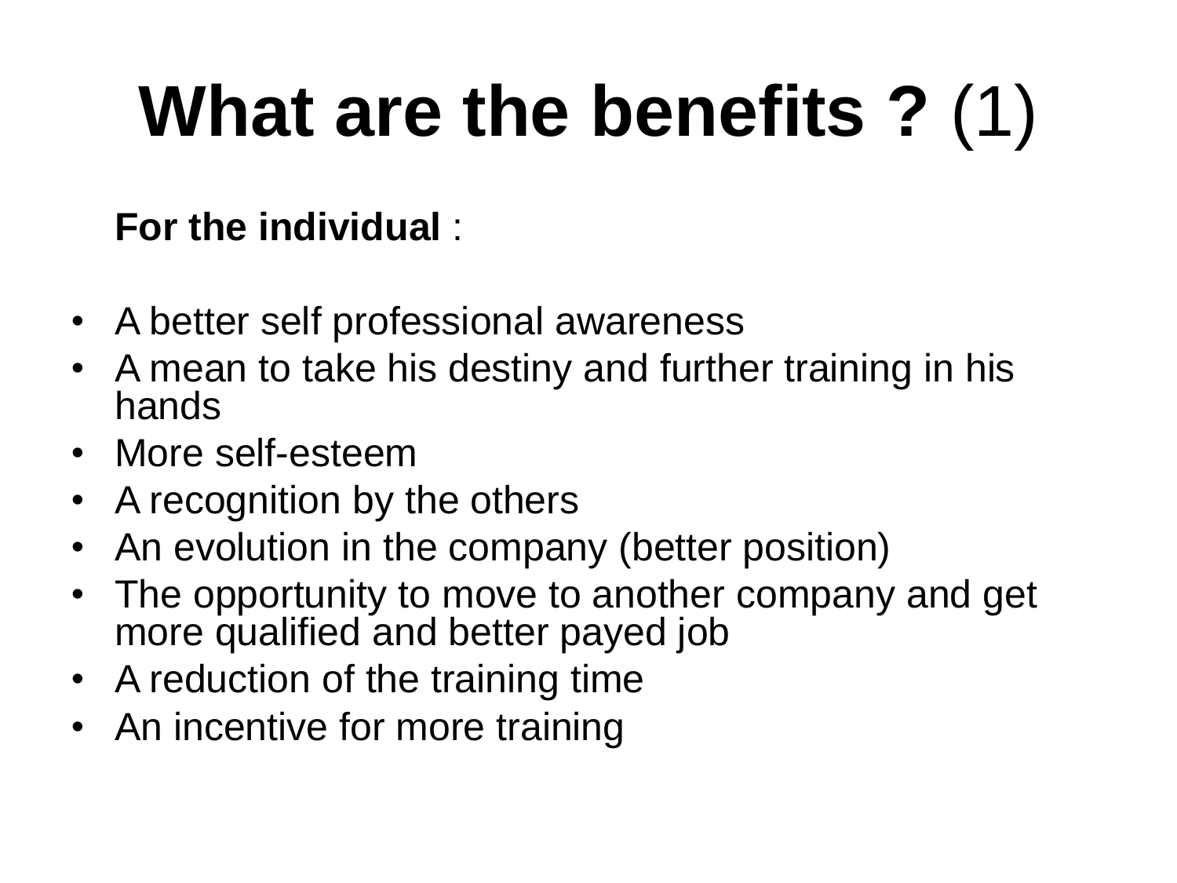# **What are the benefits ?** (1)

**For the individual** :

- A better self professional awareness
- A mean to take his destiny and further training in his hands
- More self-esteem
- A recognition by the others
- An evolution in the company (better position)
- The opportunity to move to another company and get more qualified and better payed job
- A reduction of the training time
- An incentive for more training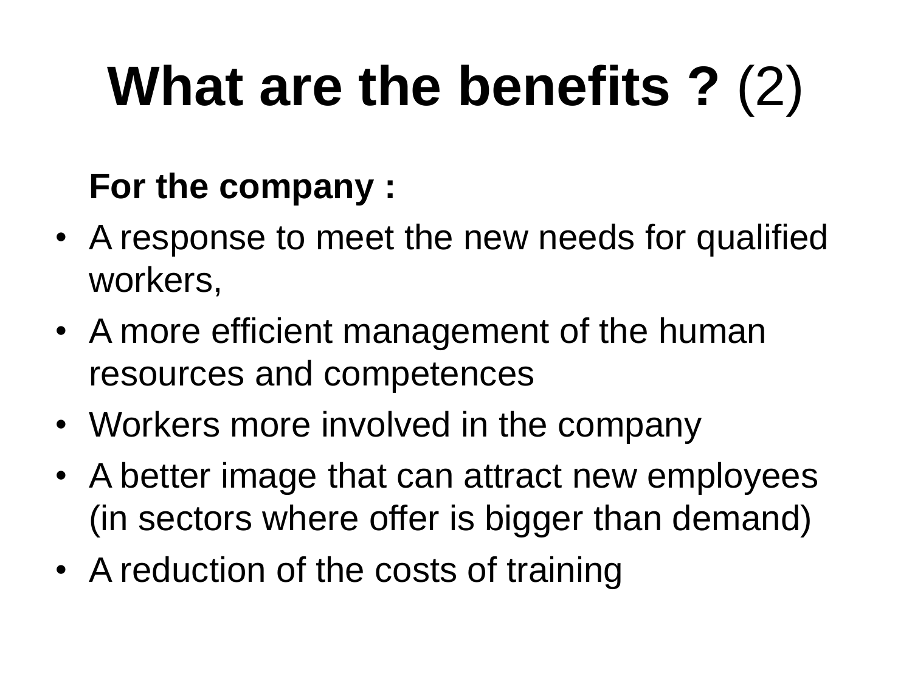# **What are the benefits ?** (2)

**For the company :**

- A response to meet the new needs for qualified workers,
- A more efficient management of the human resources and competences
- Workers more involved in the company
- A better image that can attract new employees (in sectors where offer is bigger than demand)
- A reduction of the costs of training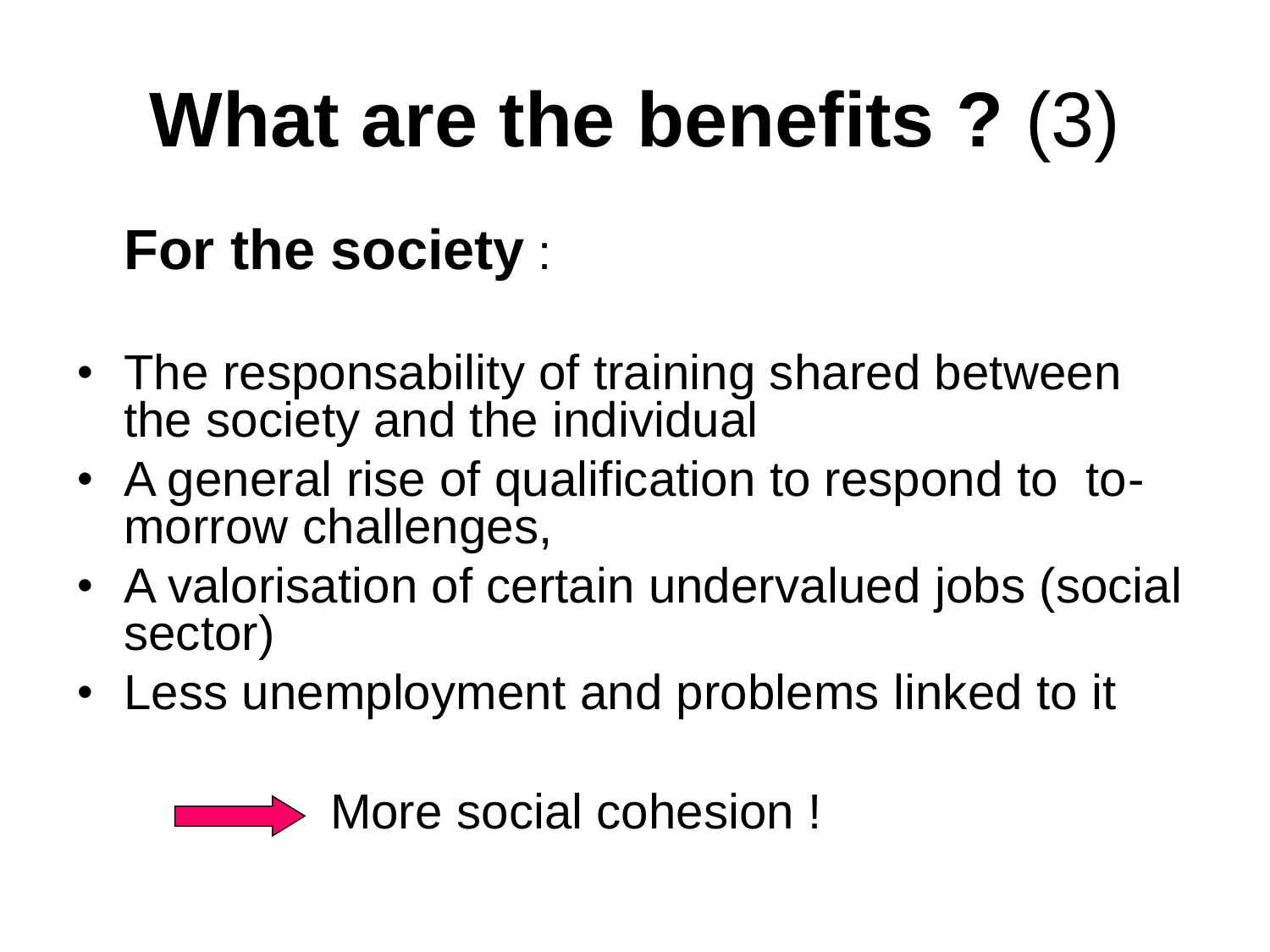# **What are the benefits ?** (3)

**For the society** :

- The responsability of training shared between the society and the individual
- A general rise of qualification to respond to to-morrow challenges,
- A valorisation of certain undervalued jobs (social sector)
- Less unemployment and problems linked to it

→ More social cohesion !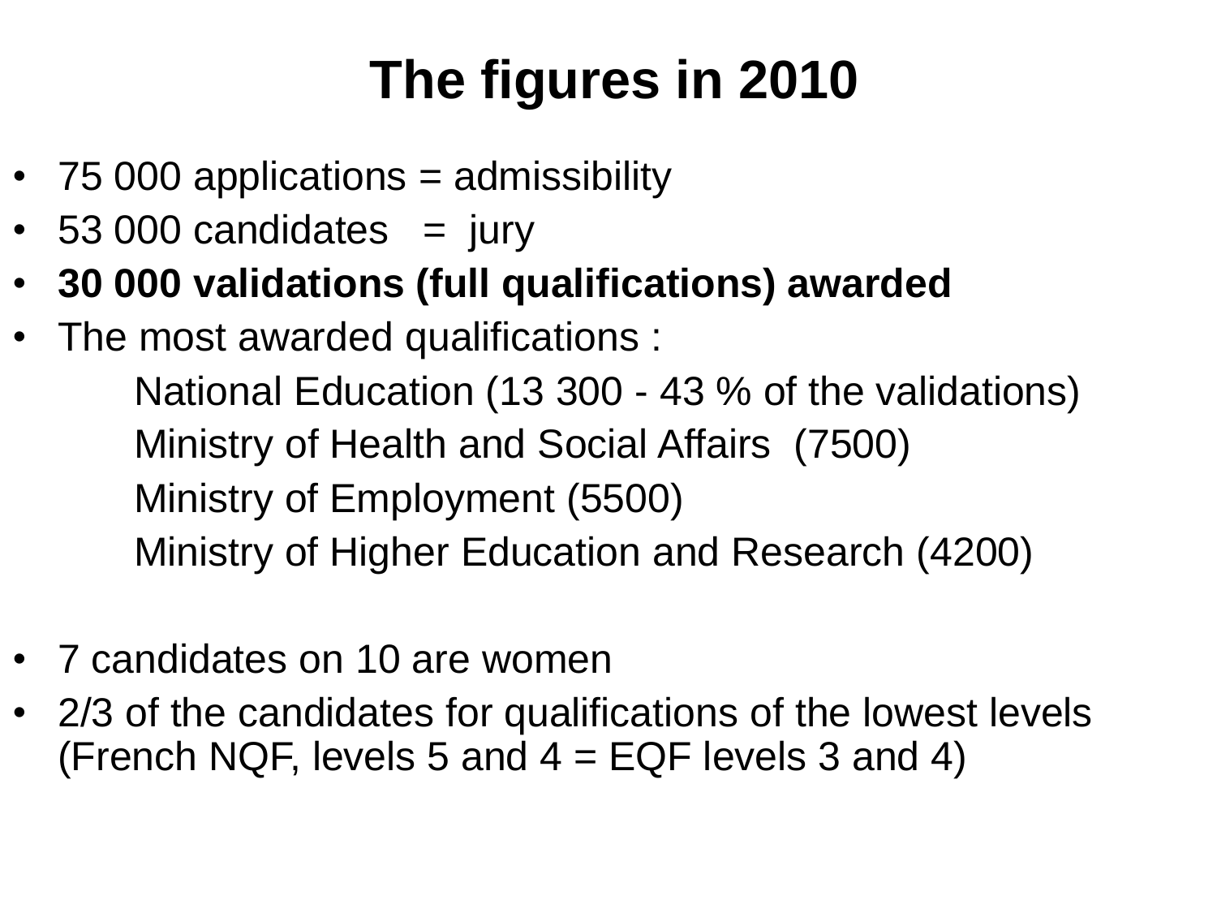# The figures in 2010

- 75 000 applications = admissibility
- 53 000 candidates = jury
- **30 000 validations (full qualifications) awarded**
- The most awarded qualifications :

  National Education (13 300 - 43 % of the validations)

  Ministry of Health and Social Affairs (7500)

  Ministry of Employment (5500)

  Ministry of Higher Education and Research (4200)

- 7 candidates on 10 are women
- 2/3 of the candidates for qualifications of the lowest levels (French NQF, levels 5 and 4 = EQF levels 3 and 4)